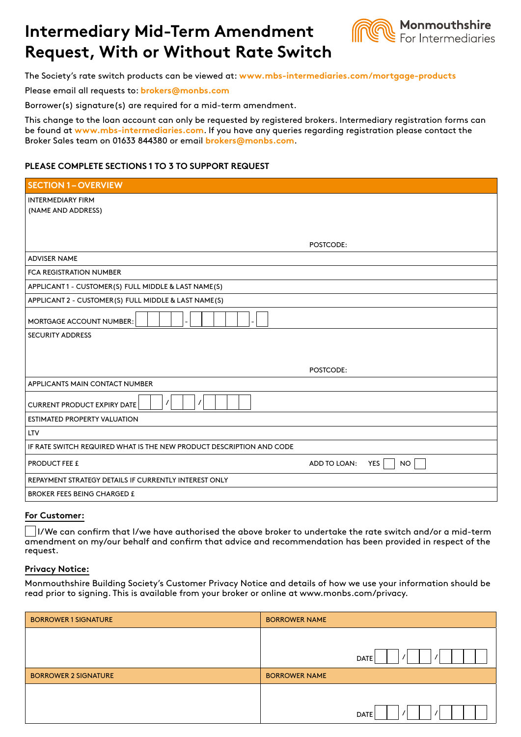# Intermediary Mid-Term Amendment Request, With or Without Rate Switch

Monmouthshire For Intermediaries

The Society's rate switch products can be viewed at: **www.mbs-intermediaries.com/mortgage-products**

Please email all requests to: **brokers@monbs.com**

Borrower(s) signature(s) are required for a mid-term amendment.

This change to the loan account can only be requested by registered brokers. Intermediary registration forms can be found at **www.mbs-intermediaries.com**. If you have any queries regarding registration please contact the Broker Sales team on 01633 844380 or email **brokers@monbs.com**.

**PLEASE COMPLETE SECTIONS 1 TO 3 TO SUPPORT REQUEST**

| SECTION 1 – OVERVIEW | |
|---|---|
| INTERMEDIARY FIRM (NAME AND ADDRESS) | POSTCODE: |
| ADVISER NAME | |
| FCA REGISTRATION NUMBER | |
| APPLICANT 1 - CUSTOMER(S) FULL MIDDLE & LAST NAME(S) | |
| APPLICANT 2 - CUSTOMER(S) FULL MIDDLE & LAST NAME(S) | |
| MORTGAGE ACCOUNT NUMBER: ☐☐☐☐ - ☐☐☐☐☐ - ☐ | |
| SECURITY ADDRESS | POSTCODE: |
| APPLICANTS MAIN CONTACT NUMBER | |
| CURRENT PRODUCT EXPIRY DATE ☐☐ / ☐☐ / ☐☐☐☐ | |
| ESTIMATED PROPERTY VALUATION | |
| LTV | |
| IF RATE SWITCH REQUIRED WHAT IS THE NEW PRODUCT DESCRIPTION AND CODE | |
| PRODUCT FEE £ | ADD TO LOAN: YES ☐ NO ☐ |
| REPAYMENT STRATEGY DETAILS IF CURRENTLY INTEREST ONLY | |
| BROKER FEES BEING CHARGED £ | |

**For Customer:**

☐ I/We can confirm that I/we have authorised the above broker to undertake the rate switch and/or a mid-term amendment on my/our behalf and confirm that advice and recommendation has been provided in respect of the request.

**Privacy Notice:**

Monmouthshire Building Society's Customer Privacy Notice and details of how we use your information should be read prior to signing. This is available from your broker or online at www.monbs.com/privacy.

| BORROWER 1 SIGNATURE | BORROWER NAME |
|---|---|
| | DATE ☐☐ / ☐☐ / ☐☐☐☐ |
| **BORROWER 2 SIGNATURE** | **BORROWER NAME** |
| | DATE ☐☐ / ☐☐ / ☐☐☐☐ |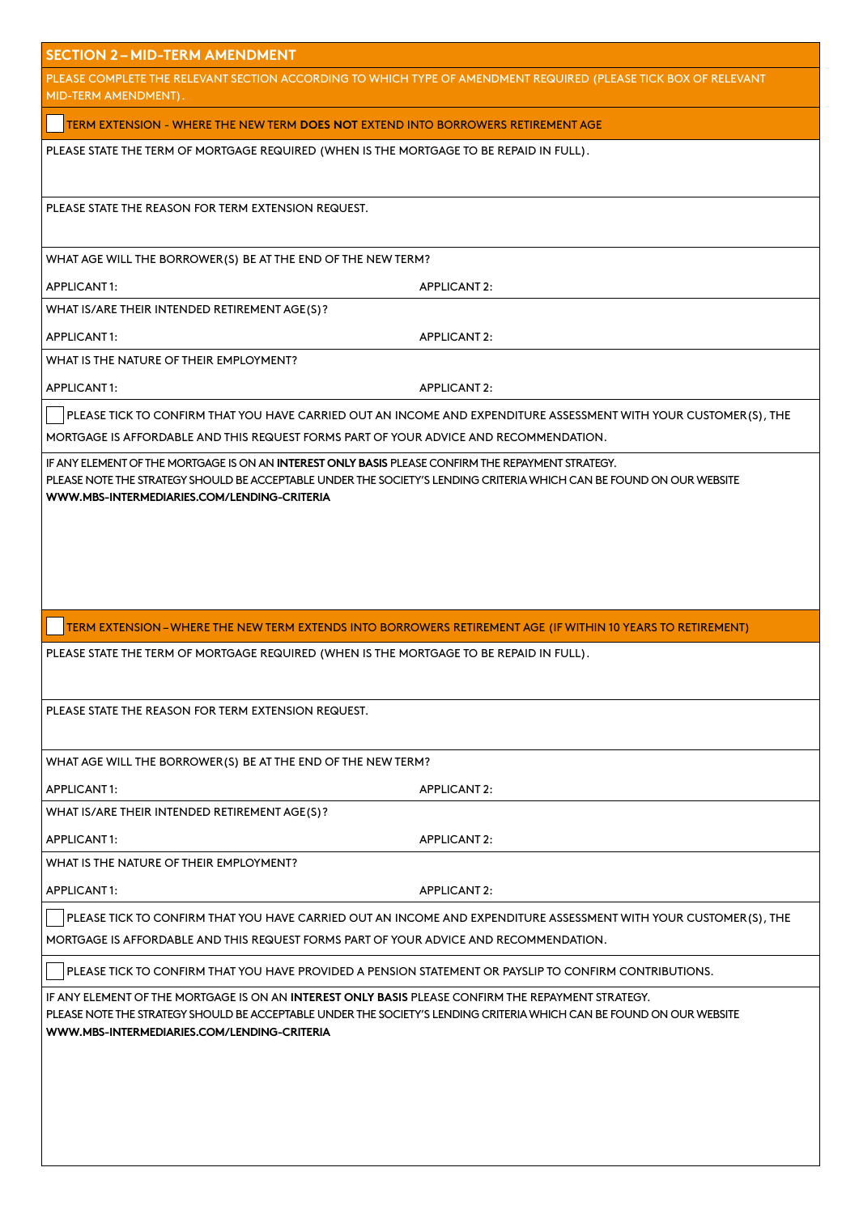## SECTION 2 – MID-TERM AMENDMENT

PLEASE COMPLETE THE RELEVANT SECTION ACCORDING TO WHICH TYPE OF AMENDMENT REQUIRED (PLEASE TICK BOX OF RELEVANT MID-TERM AMENDMENT).

☐ TERM EXTENSION - WHERE THE NEW TERM **DOES NOT** EXTEND INTO BORROWERS RETIREMENT AGE

PLEASE STATE THE TERM OF MORTGAGE REQUIRED (WHEN IS THE MORTGAGE TO BE REPAID IN FULL).

PLEASE STATE THE REASON FOR TERM EXTENSION REQUEST.

WHAT AGE WILL THE BORROWER(S) BE AT THE END OF THE NEW TERM?

APPLICANT 1: APPLICANT 2:

WHAT IS/ARE THEIR INTENDED RETIREMENT AGE(S)?

APPLICANT 1: APPLICANT 2:

WHAT IS THE NATURE OF THEIR EMPLOYMENT?

APPLICANT 1: APPLICANT 2:

☐ PLEASE TICK TO CONFIRM THAT YOU HAVE CARRIED OUT AN INCOME AND EXPENDITURE ASSESSMENT WITH YOUR CUSTOMER(S), THE MORTGAGE IS AFFORDABLE AND THIS REQUEST FORMS PART OF YOUR ADVICE AND RECOMMENDATION.

IF ANY ELEMENT OF THE MORTGAGE IS ON AN **INTEREST ONLY BASIS** PLEASE CONFIRM THE REPAYMENT STRATEGY.
PLEASE NOTE THE STRATEGY SHOULD BE ACCEPTABLE UNDER THE SOCIETY'S LENDING CRITERIA WHICH CAN BE FOUND ON OUR WEBSITE **WWW.MBS-INTERMEDIARIES.COM/LENDING-CRITERIA**

☐ TERM EXTENSION – WHERE THE NEW TERM EXTENDS INTO BORROWERS RETIREMENT AGE (IF WITHIN 10 YEARS TO RETIREMENT)

PLEASE STATE THE TERM OF MORTGAGE REQUIRED (WHEN IS THE MORTGAGE TO BE REPAID IN FULL).

PLEASE STATE THE REASON FOR TERM EXTENSION REQUEST.

WHAT AGE WILL THE BORROWER(S) BE AT THE END OF THE NEW TERM?

APPLICANT 1: APPLICANT 2:

WHAT IS/ARE THEIR INTENDED RETIREMENT AGE(S)?

APPLICANT 1: APPLICANT 2:

WHAT IS THE NATURE OF THEIR EMPLOYMENT?

APPLICANT 1: APPLICANT 2:

☐ PLEASE TICK TO CONFIRM THAT YOU HAVE CARRIED OUT AN INCOME AND EXPENDITURE ASSESSMENT WITH YOUR CUSTOMER(S), THE MORTGAGE IS AFFORDABLE AND THIS REQUEST FORMS PART OF YOUR ADVICE AND RECOMMENDATION.

☐ PLEASE TICK TO CONFIRM THAT YOU HAVE PROVIDED A PENSION STATEMENT OR PAYSLIP TO CONFIRM CONTRIBUTIONS.

IF ANY ELEMENT OF THE MORTGAGE IS ON AN **INTEREST ONLY BASIS** PLEASE CONFIRM THE REPAYMENT STRATEGY.
PLEASE NOTE THE STRATEGY SHOULD BE ACCEPTABLE UNDER THE SOCIETY'S LENDING CRITERIA WHICH CAN BE FOUND ON OUR WEBSITE **WWW.MBS-INTERMEDIARIES.COM/LENDING-CRITERIA**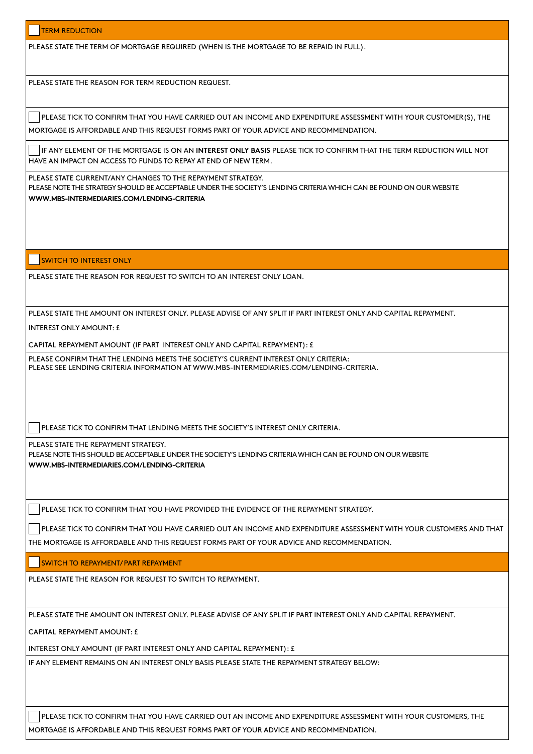## ☐ TERM REDUCTION

PLEASE STATE THE TERM OF MORTGAGE REQUIRED (WHEN IS THE MORTGAGE TO BE REPAID IN FULL).

PLEASE STATE THE REASON FOR TERM REDUCTION REQUEST.

☐ PLEASE TICK TO CONFIRM THAT YOU HAVE CARRIED OUT AN INCOME AND EXPENDITURE ASSESSMENT WITH YOUR CUSTOMER(S), THE MORTGAGE IS AFFORDABLE AND THIS REQUEST FORMS PART OF YOUR ADVICE AND RECOMMENDATION.

☐ IF ANY ELEMENT OF THE MORTGAGE IS ON AN **INTEREST ONLY BASIS** PLEASE TICK TO CONFIRM THAT THE TERM REDUCTION WILL NOT HAVE AN IMPACT ON ACCESS TO FUNDS TO REPAY AT END OF NEW TERM.

PLEASE STATE CURRENT/ANY CHANGES TO THE REPAYMENT STRATEGY.
PLEASE NOTE THE STRATEGY SHOULD BE ACCEPTABLE UNDER THE SOCIETY'S LENDING CRITERIA WHICH CAN BE FOUND ON OUR WEBSITE
**WWW.MBS-INTERMEDIARIES.COM/LENDING-CRITERIA**

## ☐ SWITCH TO INTEREST ONLY

PLEASE STATE THE REASON FOR REQUEST TO SWITCH TO AN INTEREST ONLY LOAN.

PLEASE STATE THE AMOUNT ON INTEREST ONLY. PLEASE ADVISE OF ANY SPLIT IF PART INTEREST ONLY AND CAPITAL REPAYMENT.

INTEREST ONLY AMOUNT: £

CAPITAL REPAYMENT AMOUNT (IF PART INTEREST ONLY AND CAPITAL REPAYMENT): £

PLEASE CONFIRM THAT THE LENDING MEETS THE SOCIETY'S CURRENT INTEREST ONLY CRITERIA:
PLEASE SEE LENDING CRITERIA INFORMATION AT WWW.MBS-INTERMEDIARIES.COM/LENDING-CRITERIA.

☐ PLEASE TICK TO CONFIRM THAT LENDING MEETS THE SOCIETY'S INTEREST ONLY CRITERIA.

PLEASE STATE THE REPAYMENT STRATEGY.
PLEASE NOTE THIS SHOULD BE ACCEPTABLE UNDER THE SOCIETY'S LENDING CRITERIA WHICH CAN BE FOUND ON OUR WEBSITE
**WWW.MBS-INTERMEDIARIES.COM/LENDING-CRITERIA**

☐ PLEASE TICK TO CONFIRM THAT YOU HAVE PROVIDED THE EVIDENCE OF THE REPAYMENT STRATEGY.

☐ PLEASE TICK TO CONFIRM THAT YOU HAVE CARRIED OUT AN INCOME AND EXPENDITURE ASSESSMENT WITH YOUR CUSTOMERS AND THAT THE MORTGAGE IS AFFORDABLE AND THIS REQUEST FORMS PART OF YOUR ADVICE AND RECOMMENDATION.

## ☐ SWITCH TO REPAYMENT/ PART REPAYMENT

PLEASE STATE THE REASON FOR REQUEST TO SWITCH TO REPAYMENT.

PLEASE STATE THE AMOUNT ON INTEREST ONLY. PLEASE ADVISE OF ANY SPLIT IF PART INTEREST ONLY AND CAPITAL REPAYMENT.

CAPITAL REPAYMENT AMOUNT: £

INTEREST ONLY AMOUNT (IF PART INTEREST ONLY AND CAPITAL REPAYMENT): £

IF ANY ELEMENT REMAINS ON AN INTEREST ONLY BASIS PLEASE STATE THE REPAYMENT STRATEGY BELOW:

☐ PLEASE TICK TO CONFIRM THAT YOU HAVE CARRIED OUT AN INCOME AND EXPENDITURE ASSESSMENT WITH YOUR CUSTOMERS, THE MORTGAGE IS AFFORDABLE AND THIS REQUEST FORMS PART OF YOUR ADVICE AND RECOMMENDATION.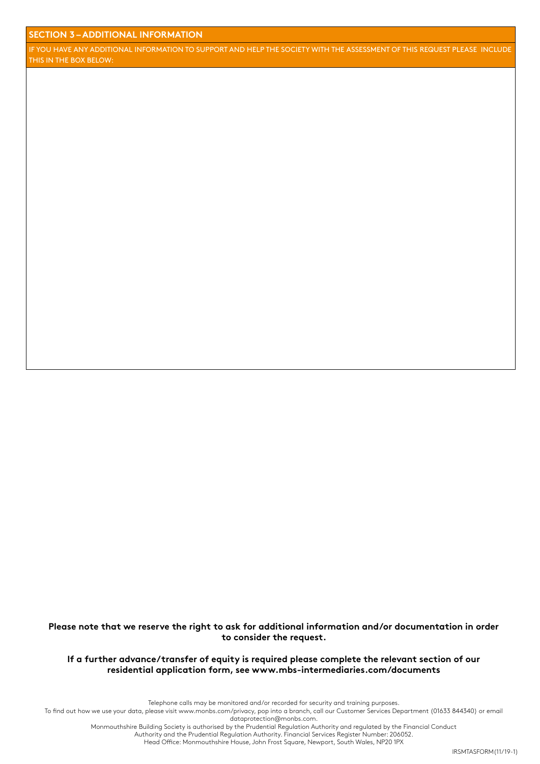## SECTION 3 – ADDITIONAL INFORMATION

IF YOU HAVE ANY ADDITIONAL INFORMATION TO SUPPORT AND HELP THE SOCIETY WITH THE ASSESSMENT OF THIS REQUEST PLEASE INCLUDE THIS IN THE BOX BELOW:

**Please note that we reserve the right to ask for additional information and/or documentation in order to consider the request.**

**If a further advance/transfer of equity is required please complete the relevant section of our residential application form, see www.mbs-intermediaries.com/documents**

Telephone calls may be monitored and/or recorded for security and training purposes.

To find out how we use your data, please visit www.monbs.com/privacy, pop into a branch, call our Customer Services Department (01633 844340) or email dataprotection@monbs.com.

Monmouthshire Building Society is authorised by the Prudential Regulation Authority and regulated by the Financial Conduct Authority and the Prudential Regulation Authority. Financial Services Register Number: 206052.

Head Office: Monmouthshire House, John Frost Square, Newport, South Wales, NP20 1PX

IRSMTASFORM(11/19-1)